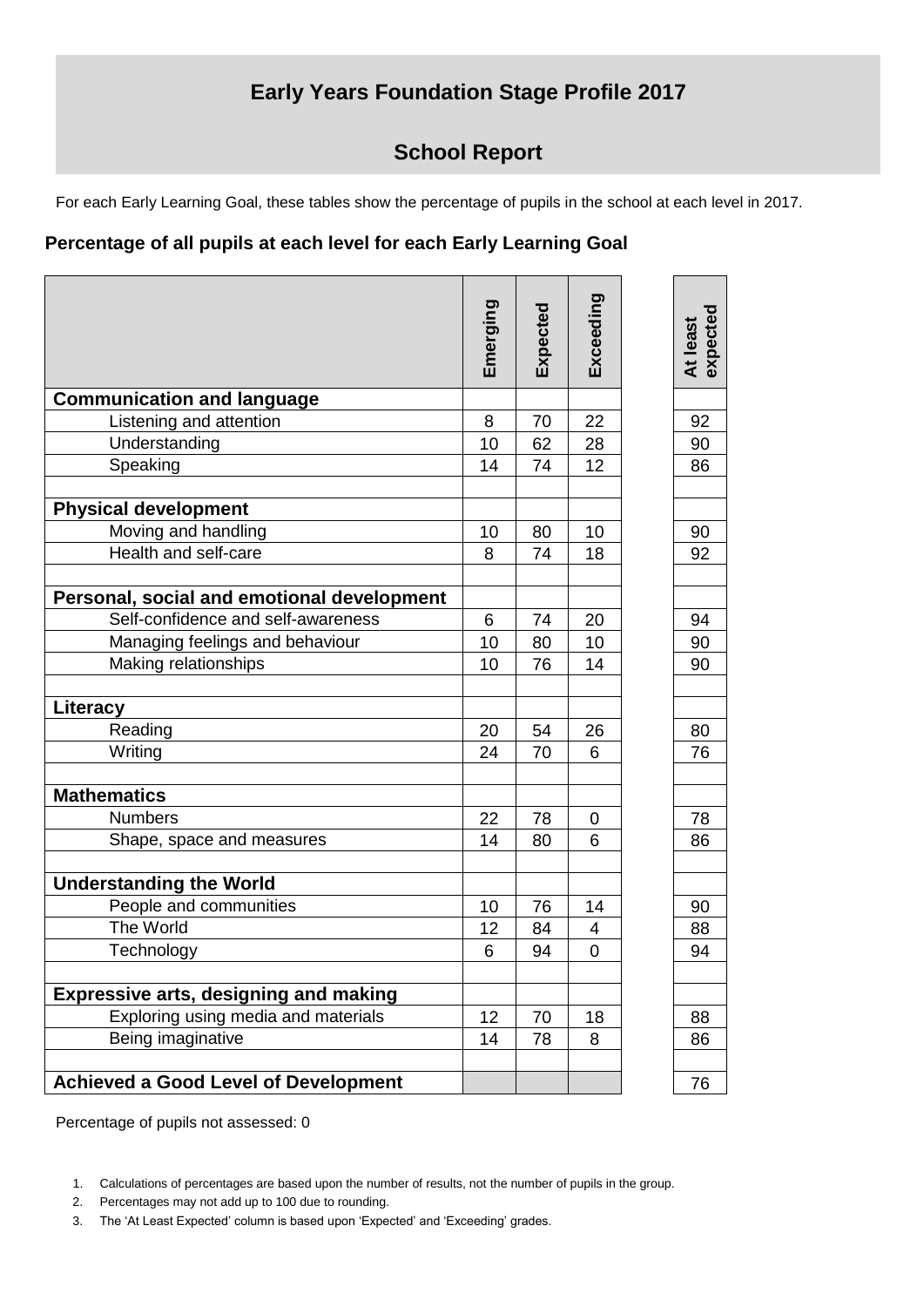# Early Years Foundation Stage Profile 2017

## School Report

For each Early Learning Goal, these tables show the percentage of pupils in the school at each level in 2017.

### Percentage of all pupils at each level for each Early Learning Goal

| | Emerging | Expected | Exceeding | At least expected |
|---|---|---|---|---|
| **Communication and language** | | | | |
| Listening and attention | 8 | 70 | 22 | 92 |
| Understanding | 10 | 62 | 28 | 90 |
| Speaking | 14 | 74 | 12 | 86 |
| | | | | |
| **Physical development** | | | | |
| Moving and handling | 10 | 80 | 10 | 90 |
| Health and self-care | 8 | 74 | 18 | 92 |
| | | | | |
| **Personal, social and emotional development** | | | | |
| Self-confidence and self-awareness | 6 | 74 | 20 | 94 |
| Managing feelings and behaviour | 10 | 80 | 10 | 90 |
| Making relationships | 10 | 76 | 14 | 90 |
| | | | | |
| **Literacy** | | | | |
| Reading | 20 | 54 | 26 | 80 |
| Writing | 24 | 70 | 6 | 76 |
| | | | | |
| **Mathematics** | | | | |
| Numbers | 22 | 78 | 0 | 78 |
| Shape, space and measures | 14 | 80 | 6 | 86 |
| | | | | |
| **Understanding the World** | | | | |
| People and communities | 10 | 76 | 14 | 90 |
| The World | 12 | 84 | 4 | 88 |
| Technology | 6 | 94 | 0 | 94 |
| | | | | |
| **Expressive arts, designing and making** | | | | |
| Exploring using media and materials | 12 | 70 | 18 | 88 |
| Being imaginative | 14 | 78 | 8 | 86 |
| | | | | |
| **Achieved a Good Level of Development** | | | | 76 |

Percentage of pupils not assessed: 0

1. Calculations of percentages are based upon the number of results, not the number of pupils in the group.
2. Percentages may not add up to 100 due to rounding.
3. The 'At Least Expected' column is based upon 'Expected' and 'Exceeding' grades.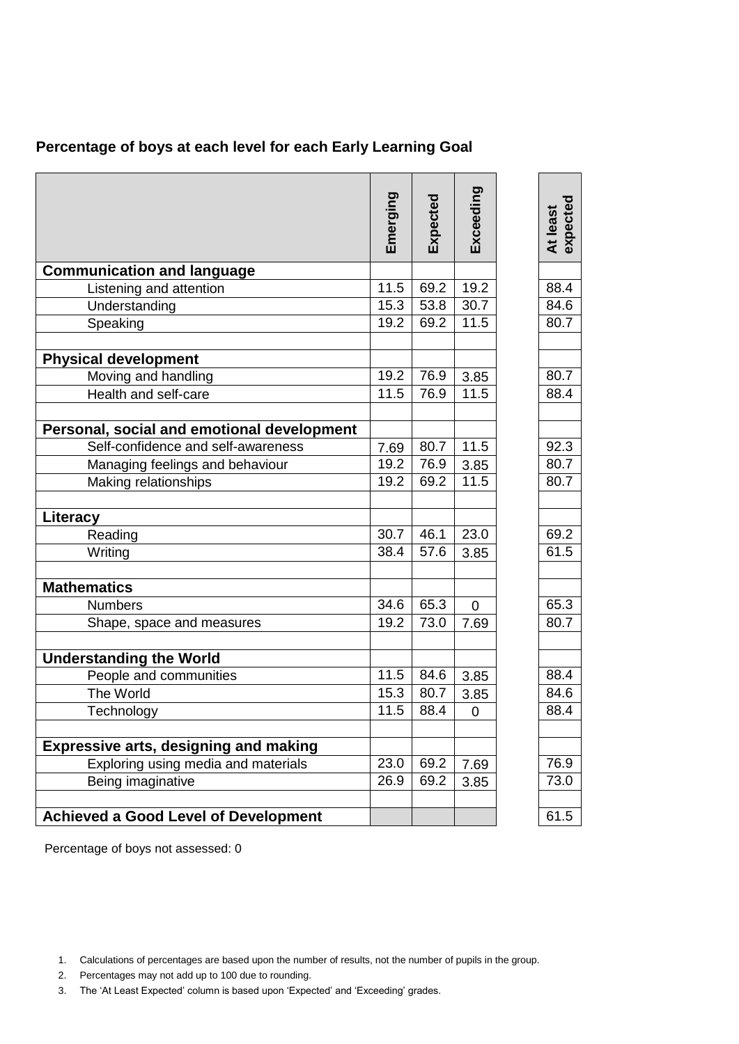**Percentage of boys at each level for each Early Learning Goal**

| | Emerging | Expected | Exceeding | | At least expected |
|---|---|---|---|---|---|
| **Communication and language** | | | | | |
| Listening and attention | 11.5 | 69.2 | 19.2 | | 88.4 |
| Understanding | 15.3 | 53.8 | 30.7 | | 84.6 |
| Speaking | 19.2 | 69.2 | 11.5 | | 80.7 |
| | | | | | |
| **Physical development** | | | | | |
| Moving and handling | 19.2 | 76.9 | 3.85 | | 80.7 |
| Health and self-care | 11.5 | 76.9 | 11.5 | | 88.4 |
| | | | | | |
| **Personal, social and emotional development** | | | | | |
| Self-confidence and self-awareness | 7.69 | 80.7 | 11.5 | | 92.3 |
| Managing feelings and behaviour | 19.2 | 76.9 | 3.85 | | 80.7 |
| Making relationships | 19.2 | 69.2 | 11.5 | | 80.7 |
| | | | | | |
| **Literacy** | | | | | |
| Reading | 30.7 | 46.1 | 23.0 | | 69.2 |
| Writing | 38.4 | 57.6 | 3.85 | | 61.5 |
| | | | | | |
| **Mathematics** | | | | | |
| Numbers | 34.6 | 65.3 | 0 | | 65.3 |
| Shape, space and measures | 19.2 | 73.0 | 7.69 | | 80.7 |
| | | | | | |
| **Understanding the World** | | | | | |
| People and communities | 11.5 | 84.6 | 3.85 | | 88.4 |
| The World | 15.3 | 80.7 | 3.85 | | 84.6 |
| Technology | 11.5 | 88.4 | 0 | | 88.4 |
| | | | | | |
| **Expressive arts, designing and making** | | | | | |
| Exploring using media and materials | 23.0 | 69.2 | 7.69 | | 76.9 |
| Being imaginative | 26.9 | 69.2 | 3.85 | | 73.0 |
| | | | | | |
| **Achieved a Good Level of Development** | | | | | 61.5 |

Percentage of boys not assessed: 0

1. Calculations of percentages are based upon the number of results, not the number of pupils in the group.
2. Percentages may not add up to 100 due to rounding.
3. The 'At Least Expected' column is based upon 'Expected' and 'Exceeding' grades.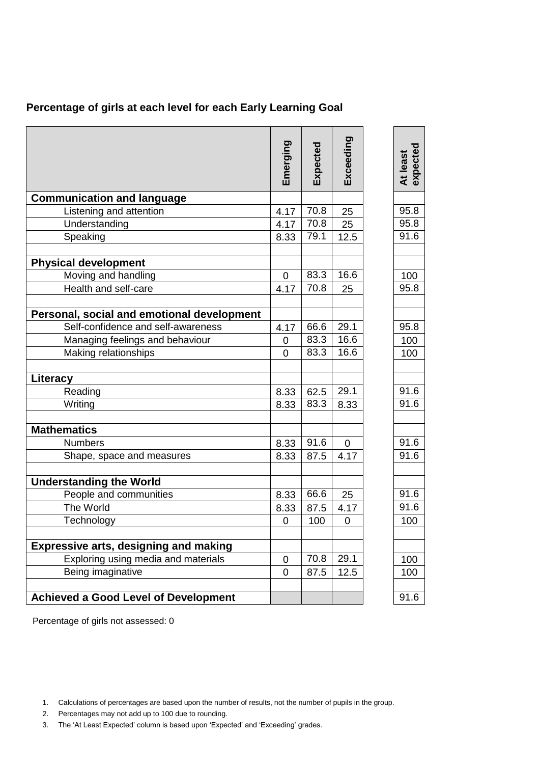**Percentage of girls at each level for each Early Learning Goal**

| | Emerging | Expected | Exceeding | At least expected |
|---|---|---|---|---|
| **Communication and language** | | | | |
| Listening and attention | 4.17 | 70.8 | 25 | 95.8 |
| Understanding | 4.17 | 70.8 | 25 | 95.8 |
| Speaking | 8.33 | 79.1 | 12.5 | 91.6 |
| | | | | |
| **Physical development** | | | | |
| Moving and handling | 0 | 83.3 | 16.6 | 100 |
| Health and self-care | 4.17 | 70.8 | 25 | 95.8 |
| | | | | |
| **Personal, social and emotional development** | | | | |
| Self-confidence and self-awareness | 4.17 | 66.6 | 29.1 | 95.8 |
| Managing feelings and behaviour | 0 | 83.3 | 16.6 | 100 |
| Making relationships | 0 | 83.3 | 16.6 | 100 |
| | | | | |
| **Literacy** | | | | |
| Reading | 8.33 | 62.5 | 29.1 | 91.6 |
| Writing | 8.33 | 83.3 | 8.33 | 91.6 |
| | | | | |
| **Mathematics** | | | | |
| Numbers | 8.33 | 91.6 | 0 | 91.6 |
| Shape, space and measures | 8.33 | 87.5 | 4.17 | 91.6 |
| | | | | |
| **Understanding the World** | | | | |
| People and communities | 8.33 | 66.6 | 25 | 91.6 |
| The World | 8.33 | 87.5 | 4.17 | 91.6 |
| Technology | 0 | 100 | 0 | 100 |
| | | | | |
| **Expressive arts, designing and making** | | | | |
| Exploring using media and materials | 0 | 70.8 | 29.1 | 100 |
| Being imaginative | 0 | 87.5 | 12.5 | 100 |
| | | | | |
| **Achieved a Good Level of Development** | | | | 91.6 |

Percentage of girls not assessed: 0

1. Calculations of percentages are based upon the number of results, not the number of pupils in the group.
2. Percentages may not add up to 100 due to rounding.
3. The 'At Least Expected' column is based upon 'Expected' and 'Exceeding' grades.